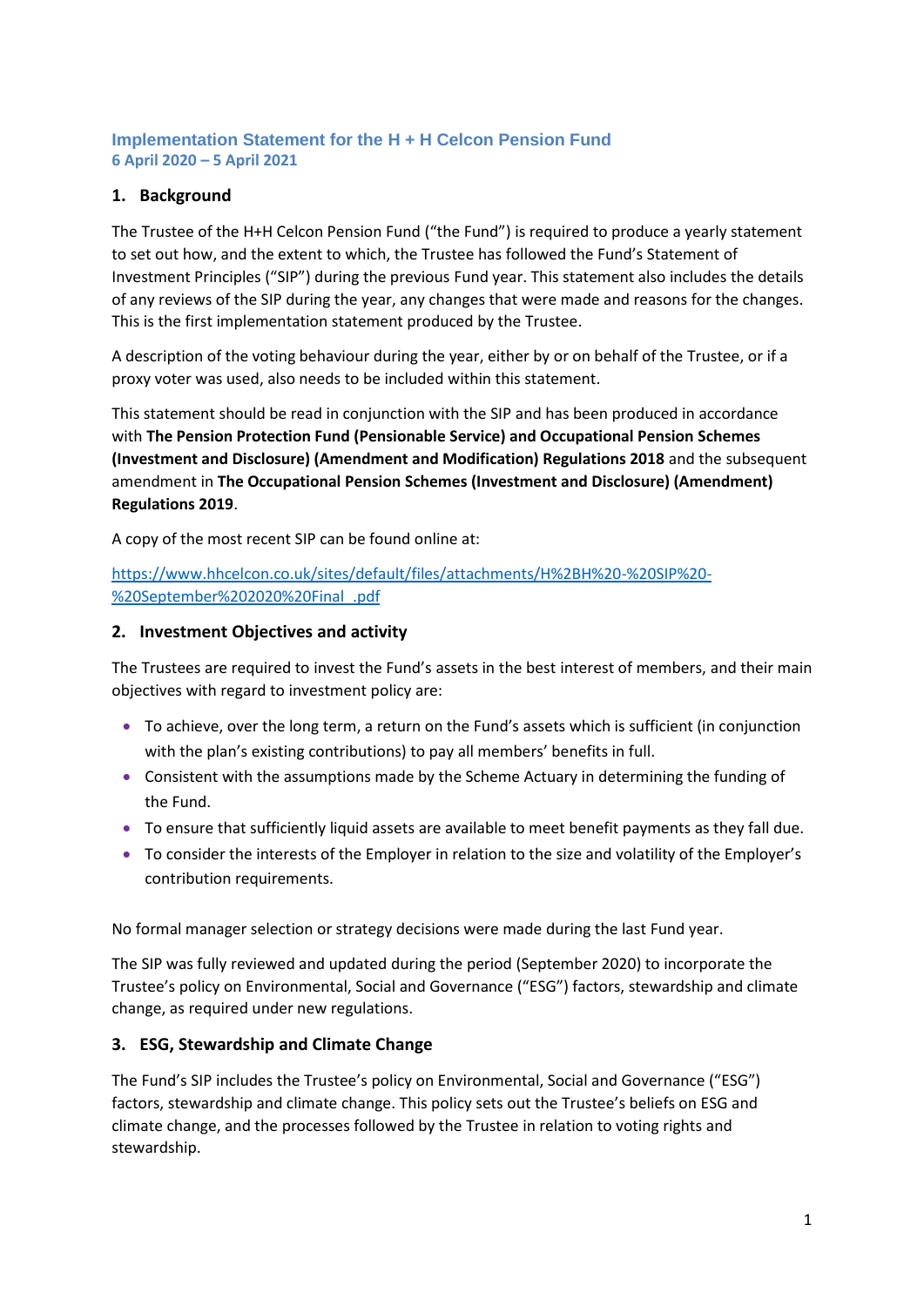# Implementation Statement for the H + H Celcon Pension Fund

**6 April 2020 – 5 April 2021**

## 1. Background

The Trustee of the H+H Celcon Pension Fund ("the Fund") is required to produce a yearly statement to set out how, and the extent to which, the Trustee has followed the Fund's Statement of Investment Principles ("SIP") during the previous Fund year. This statement also includes the details of any reviews of the SIP during the year, any changes that were made and reasons for the changes. This is the first implementation statement produced by the Trustee.

A description of the voting behaviour during the year, either by or on behalf of the Trustee, or if a proxy voter was used, also needs to be included within this statement.

This statement should be read in conjunction with the SIP and has been produced in accordance with **The Pension Protection Fund (Pensionable Service) and Occupational Pension Schemes (Investment and Disclosure) (Amendment and Modification) Regulations 2018** and the subsequent amendment in **The Occupational Pension Schemes (Investment and Disclosure) (Amendment) Regulations 2019**.

A copy of the most recent SIP can be found online at:

[https://www.hhcelcon.co.uk/sites/default/files/attachments/H%2BH%20-%20SIP%20-%20September%202020%20Final_.pdf](https://www.hhcelcon.co.uk/sites/default/files/attachments/H%2BH%20-%20SIP%20-%20September%202020%20Final_.pdf)

## 2. Investment Objectives and activity

The Trustees are required to invest the Fund's assets in the best interest of members, and their main objectives with regard to investment policy are:

- To achieve, over the long term, a return on the Fund's assets which is sufficient (in conjunction with the plan's existing contributions) to pay all members' benefits in full.
- Consistent with the assumptions made by the Scheme Actuary in determining the funding of the Fund.
- To ensure that sufficiently liquid assets are available to meet benefit payments as they fall due.
- To consider the interests of the Employer in relation to the size and volatility of the Employer's contribution requirements.

No formal manager selection or strategy decisions were made during the last Fund year.

The SIP was fully reviewed and updated during the period (September 2020) to incorporate the Trustee's policy on Environmental, Social and Governance ("ESG") factors, stewardship and climate change, as required under new regulations.

## 3. ESG, Stewardship and Climate Change

The Fund's SIP includes the Trustee's policy on Environmental, Social and Governance ("ESG") factors, stewardship and climate change. This policy sets out the Trustee's beliefs on ESG and climate change, and the processes followed by the Trustee in relation to voting rights and stewardship.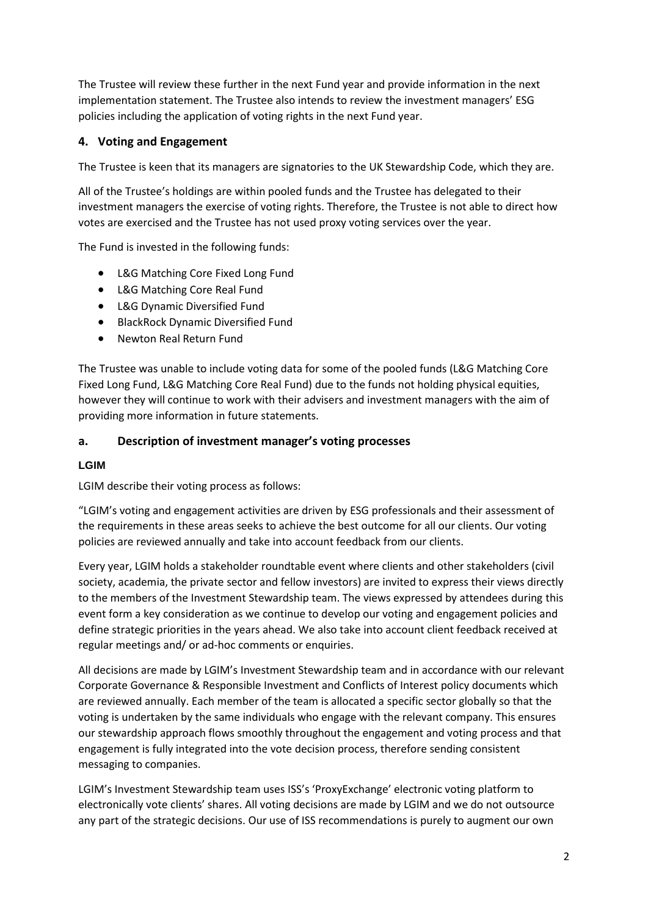The Trustee will review these further in the next Fund year and provide information in the next implementation statement. The Trustee also intends to review the investment managers' ESG policies including the application of voting rights in the next Fund year.

## 4. Voting and Engagement

The Trustee is keen that its managers are signatories to the UK Stewardship Code, which they are.

All of the Trustee's holdings are within pooled funds and the Trustee has delegated to their investment managers the exercise of voting rights. Therefore, the Trustee is not able to direct how votes are exercised and the Trustee has not used proxy voting services over the year.

The Fund is invested in the following funds:

- L&G Matching Core Fixed Long Fund
- L&G Matching Core Real Fund
- L&G Dynamic Diversified Fund
- BlackRock Dynamic Diversified Fund
- Newton Real Return Fund

The Trustee was unable to include voting data for some of the pooled funds (L&G Matching Core Fixed Long Fund, L&G Matching Core Real Fund) due to the funds not holding physical equities, however they will continue to work with their advisers and investment managers with the aim of providing more information in future statements.

### a. Description of investment manager's voting processes

#### LGIM

LGIM describe their voting process as follows:

"LGIM's voting and engagement activities are driven by ESG professionals and their assessment of the requirements in these areas seeks to achieve the best outcome for all our clients. Our voting policies are reviewed annually and take into account feedback from our clients.

Every year, LGIM holds a stakeholder roundtable event where clients and other stakeholders (civil society, academia, the private sector and fellow investors) are invited to express their views directly to the members of the Investment Stewardship team. The views expressed by attendees during this event form a key consideration as we continue to develop our voting and engagement policies and define strategic priorities in the years ahead. We also take into account client feedback received at regular meetings and/ or ad-hoc comments or enquiries.

All decisions are made by LGIM's Investment Stewardship team and in accordance with our relevant Corporate Governance & Responsible Investment and Conflicts of Interest policy documents which are reviewed annually. Each member of the team is allocated a specific sector globally so that the voting is undertaken by the same individuals who engage with the relevant company. This ensures our stewardship approach flows smoothly throughout the engagement and voting process and that engagement is fully integrated into the vote decision process, therefore sending consistent messaging to companies.

LGIM's Investment Stewardship team uses ISS's 'ProxyExchange' electronic voting platform to electronically vote clients' shares. All voting decisions are made by LGIM and we do not outsource any part of the strategic decisions. Our use of ISS recommendations is purely to augment our own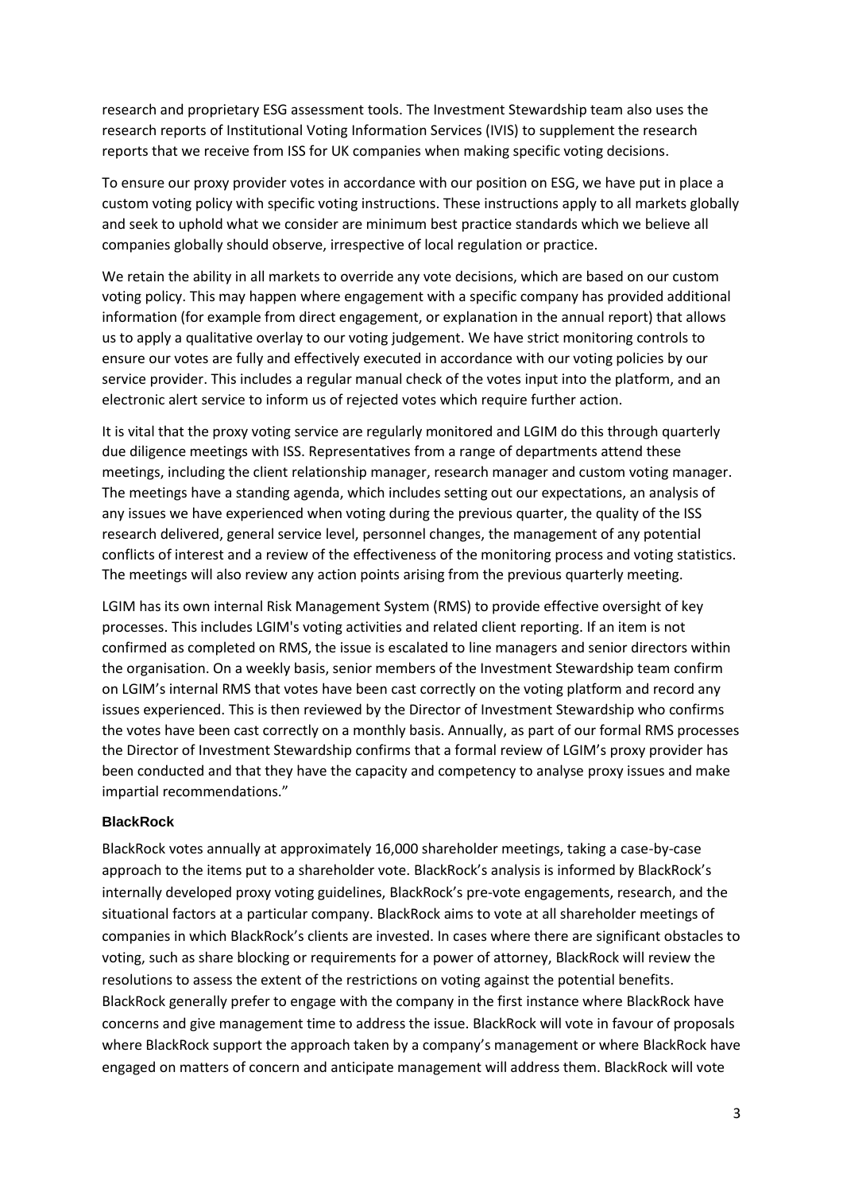research and proprietary ESG assessment tools. The Investment Stewardship team also uses the research reports of Institutional Voting Information Services (IVIS) to supplement the research reports that we receive from ISS for UK companies when making specific voting decisions.

To ensure our proxy provider votes in accordance with our position on ESG, we have put in place a custom voting policy with specific voting instructions. These instructions apply to all markets globally and seek to uphold what we consider are minimum best practice standards which we believe all companies globally should observe, irrespective of local regulation or practice.

We retain the ability in all markets to override any vote decisions, which are based on our custom voting policy. This may happen where engagement with a specific company has provided additional information (for example from direct engagement, or explanation in the annual report) that allows us to apply a qualitative overlay to our voting judgement. We have strict monitoring controls to ensure our votes are fully and effectively executed in accordance with our voting policies by our service provider. This includes a regular manual check of the votes input into the platform, and an electronic alert service to inform us of rejected votes which require further action.

It is vital that the proxy voting service are regularly monitored and LGIM do this through quarterly due diligence meetings with ISS. Representatives from a range of departments attend these meetings, including the client relationship manager, research manager and custom voting manager. The meetings have a standing agenda, which includes setting out our expectations, an analysis of any issues we have experienced when voting during the previous quarter, the quality of the ISS research delivered, general service level, personnel changes, the management of any potential conflicts of interest and a review of the effectiveness of the monitoring process and voting statistics. The meetings will also review any action points arising from the previous quarterly meeting.

LGIM has its own internal Risk Management System (RMS) to provide effective oversight of key processes. This includes LGIM's voting activities and related client reporting. If an item is not confirmed as completed on RMS, the issue is escalated to line managers and senior directors within the organisation. On a weekly basis, senior members of the Investment Stewardship team confirm on LGIM's internal RMS that votes have been cast correctly on the voting platform and record any issues experienced. This is then reviewed by the Director of Investment Stewardship who confirms the votes have been cast correctly on a monthly basis. Annually, as part of our formal RMS processes the Director of Investment Stewardship confirms that a formal review of LGIM's proxy provider has been conducted and that they have the capacity and competency to analyse proxy issues and make impartial recommendations."

### BlackRock

BlackRock votes annually at approximately 16,000 shareholder meetings, taking a case-by-case approach to the items put to a shareholder vote. BlackRock's analysis is informed by BlackRock's internally developed proxy voting guidelines, BlackRock's pre-vote engagements, research, and the situational factors at a particular company. BlackRock aims to vote at all shareholder meetings of companies in which BlackRock's clients are invested. In cases where there are significant obstacles to voting, such as share blocking or requirements for a power of attorney, BlackRock will review the resolutions to assess the extent of the restrictions on voting against the potential benefits. BlackRock generally prefer to engage with the company in the first instance where BlackRock have concerns and give management time to address the issue. BlackRock will vote in favour of proposals where BlackRock support the approach taken by a company's management or where BlackRock have engaged on matters of concern and anticipate management will address them. BlackRock will vote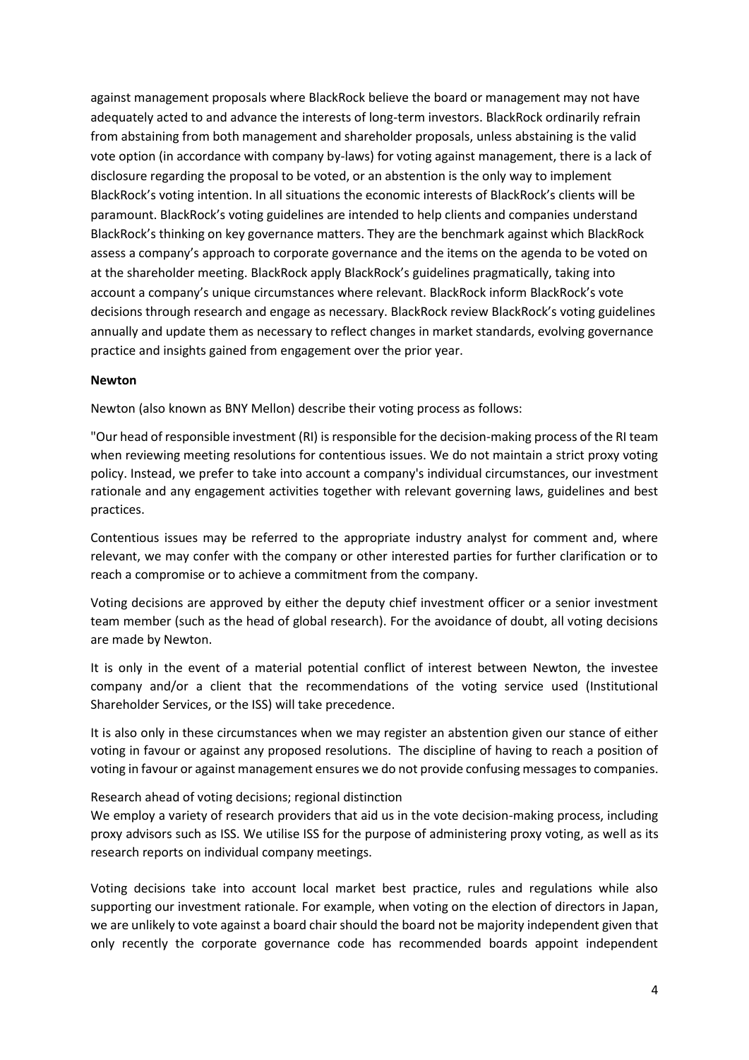against management proposals where BlackRock believe the board or management may not have adequately acted to and advance the interests of long-term investors. BlackRock ordinarily refrain from abstaining from both management and shareholder proposals, unless abstaining is the valid vote option (in accordance with company by-laws) for voting against management, there is a lack of disclosure regarding the proposal to be voted, or an abstention is the only way to implement BlackRock's voting intention. In all situations the economic interests of BlackRock's clients will be paramount. BlackRock's voting guidelines are intended to help clients and companies understand BlackRock's thinking on key governance matters. They are the benchmark against which BlackRock assess a company's approach to corporate governance and the items on the agenda to be voted on at the shareholder meeting. BlackRock apply BlackRock's guidelines pragmatically, taking into account a company's unique circumstances where relevant. BlackRock inform BlackRock's vote decisions through research and engage as necessary. BlackRock review BlackRock's voting guidelines annually and update them as necessary to reflect changes in market standards, evolving governance practice and insights gained from engagement over the prior year.

**Newton**

Newton (also known as BNY Mellon) describe their voting process as follows:

"Our head of responsible investment (RI) is responsible for the decision-making process of the RI team when reviewing meeting resolutions for contentious issues. We do not maintain a strict proxy voting policy. Instead, we prefer to take into account a company's individual circumstances, our investment rationale and any engagement activities together with relevant governing laws, guidelines and best practices.

Contentious issues may be referred to the appropriate industry analyst for comment and, where relevant, we may confer with the company or other interested parties for further clarification or to reach a compromise or to achieve a commitment from the company.

Voting decisions are approved by either the deputy chief investment officer or a senior investment team member (such as the head of global research). For the avoidance of doubt, all voting decisions are made by Newton.

It is only in the event of a material potential conflict of interest between Newton, the investee company and/or a client that the recommendations of the voting service used (Institutional Shareholder Services, or the ISS) will take precedence.

It is also only in these circumstances when we may register an abstention given our stance of either voting in favour or against any proposed resolutions. The discipline of having to reach a position of voting in favour or against management ensures we do not provide confusing messages to companies.

Research ahead of voting decisions; regional distinction

We employ a variety of research providers that aid us in the vote decision-making process, including proxy advisors such as ISS. We utilise ISS for the purpose of administering proxy voting, as well as its research reports on individual company meetings.

Voting decisions take into account local market best practice, rules and regulations while also supporting our investment rationale. For example, when voting on the election of directors in Japan, we are unlikely to vote against a board chair should the board not be majority independent given that only recently the corporate governance code has recommended boards appoint independent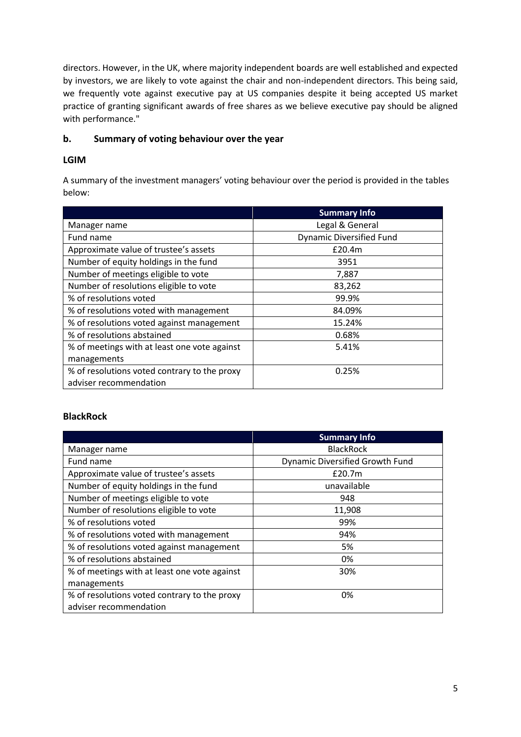directors. However, in the UK, where majority independent boards are well established and expected by investors, we are likely to vote against the chair and non-independent directors. This being said, we frequently vote against executive pay at US companies despite it being accepted US market practice of granting significant awards of free shares as we believe executive pay should be aligned with performance."

## b. Summary of voting behaviour over the year

### LGIM

A summary of the investment managers' voting behaviour over the period is provided in the tables below:

| | Summary Info |
|---|---|
| Manager name | Legal & General |
| Fund name | Dynamic Diversified Fund |
| Approximate value of trustee's assets | £20.4m |
| Number of equity holdings in the fund | 3951 |
| Number of meetings eligible to vote | 7,887 |
| Number of resolutions eligible to vote | 83,262 |
| % of resolutions voted | 99.9% |
| % of resolutions voted with management | 84.09% |
| % of resolutions voted against management | 15.24% |
| % of resolutions abstained | 0.68% |
| % of meetings with at least one vote against managements | 5.41% |
| % of resolutions voted contrary to the proxy adviser recommendation | 0.25% |

### BlackRock

| | Summary Info |
|---|---|
| Manager name | BlackRock |
| Fund name | Dynamic Diversified Growth Fund |
| Approximate value of trustee's assets | £20.7m |
| Number of equity holdings in the fund | unavailable |
| Number of meetings eligible to vote | 948 |
| Number of resolutions eligible to vote | 11,908 |
| % of resolutions voted | 99% |
| % of resolutions voted with management | 94% |
| % of resolutions voted against management | 5% |
| % of resolutions abstained | 0% |
| % of meetings with at least one vote against managements | 30% |
| % of resolutions voted contrary to the proxy adviser recommendation | 0% |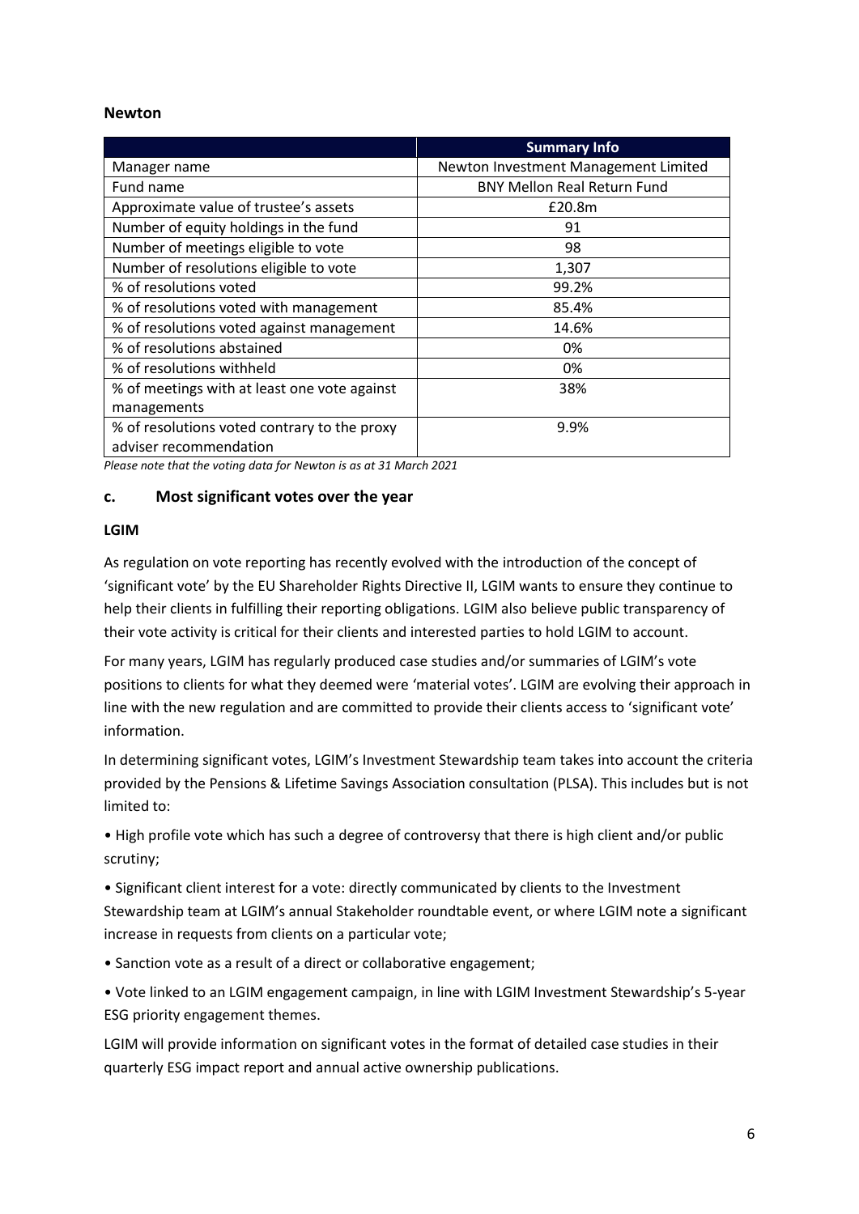**Newton**

| | Summary Info |
|---|---|
| Manager name | Newton Investment Management Limited |
| Fund name | BNY Mellon Real Return Fund |
| Approximate value of trustee's assets | £20.8m |
| Number of equity holdings in the fund | 91 |
| Number of meetings eligible to vote | 98 |
| Number of resolutions eligible to vote | 1,307 |
| % of resolutions voted | 99.2% |
| % of resolutions voted with management | 85.4% |
| % of resolutions voted against management | 14.6% |
| % of resolutions abstained | 0% |
| % of resolutions withheld | 0% |
| % of meetings with at least one vote against managements | 38% |
| % of resolutions voted contrary to the proxy adviser recommendation | 9.9% |

*Please note that the voting data for Newton is as at 31 March 2021*

### c. Most significant votes over the year

**LGIM**

As regulation on vote reporting has recently evolved with the introduction of the concept of 'significant vote' by the EU Shareholder Rights Directive II, LGIM wants to ensure they continue to help their clients in fulfilling their reporting obligations. LGIM also believe public transparency of their vote activity is critical for their clients and interested parties to hold LGIM to account.

For many years, LGIM has regularly produced case studies and/or summaries of LGIM's vote positions to clients for what they deemed were 'material votes'. LGIM are evolving their approach in line with the new regulation and are committed to provide their clients access to 'significant vote' information.

In determining significant votes, LGIM's Investment Stewardship team takes into account the criteria provided by the Pensions & Lifetime Savings Association consultation (PLSA). This includes but is not limited to:

- High profile vote which has such a degree of controversy that there is high client and/or public scrutiny;
- Significant client interest for a vote: directly communicated by clients to the Investment Stewardship team at LGIM's annual Stakeholder roundtable event, or where LGIM note a significant increase in requests from clients on a particular vote;
- Sanction vote as a result of a direct or collaborative engagement;
- Vote linked to an LGIM engagement campaign, in line with LGIM Investment Stewardship's 5-year ESG priority engagement themes.

LGIM will provide information on significant votes in the format of detailed case studies in their quarterly ESG impact report and annual active ownership publications.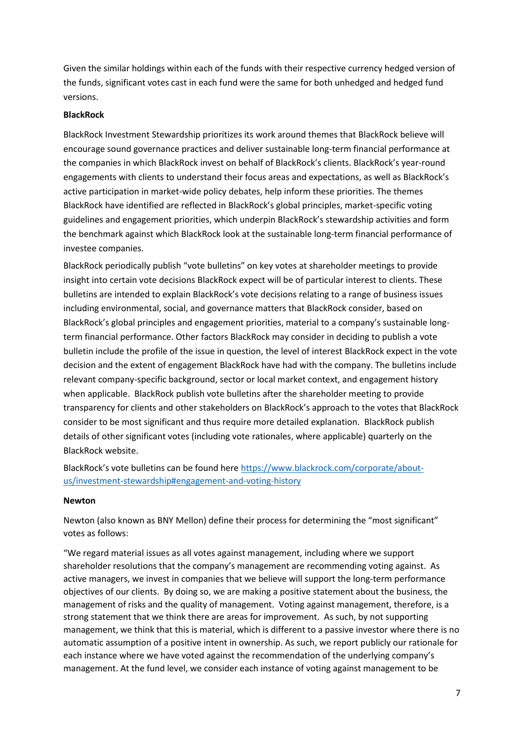Given the similar holdings within each of the funds with their respective currency hedged version of the funds, significant votes cast in each fund were the same for both unhedged and hedged fund versions.

**BlackRock**

BlackRock Investment Stewardship prioritizes its work around themes that BlackRock believe will encourage sound governance practices and deliver sustainable long-term financial performance at the companies in which BlackRock invest on behalf of BlackRock's clients. BlackRock's year-round engagements with clients to understand their focus areas and expectations, as well as BlackRock's active participation in market-wide policy debates, help inform these priorities. The themes BlackRock have identified are reflected in BlackRock's global principles, market-specific voting guidelines and engagement priorities, which underpin BlackRock's stewardship activities and form the benchmark against which BlackRock look at the sustainable long-term financial performance of investee companies.

BlackRock periodically publish "vote bulletins" on key votes at shareholder meetings to provide insight into certain vote decisions BlackRock expect will be of particular interest to clients. These bulletins are intended to explain BlackRock's vote decisions relating to a range of business issues including environmental, social, and governance matters that BlackRock consider, based on BlackRock's global principles and engagement priorities, material to a company's sustainable long-term financial performance. Other factors BlackRock may consider in deciding to publish a vote bulletin include the profile of the issue in question, the level of interest BlackRock expect in the vote decision and the extent of engagement BlackRock have had with the company. The bulletins include relevant company-specific background, sector or local market context, and engagement history when applicable. BlackRock publish vote bulletins after the shareholder meeting to provide transparency for clients and other stakeholders on BlackRock's approach to the votes that BlackRock consider to be most significant and thus require more detailed explanation. BlackRock publish details of other significant votes (including vote rationales, where applicable) quarterly on the BlackRock website.

BlackRock's vote bulletins can be found here https://www.blackrock.com/corporate/about-us/investment-stewardship#engagement-and-voting-history

**Newton**

Newton (also known as BNY Mellon) define their process for determining the "most significant" votes as follows:

"We regard material issues as all votes against management, including where we support shareholder resolutions that the company's management are recommending voting against. As active managers, we invest in companies that we believe will support the long-term performance objectives of our clients. By doing so, we are making a positive statement about the business, the management of risks and the quality of management. Voting against management, therefore, is a strong statement that we think there are areas for improvement. As such, by not supporting management, we think that this is material, which is different to a passive investor where there is no automatic assumption of a positive intent in ownership. As such, we report publicly our rationale for each instance where we have voted against the recommendation of the underlying company's management. At the fund level, we consider each instance of voting against management to be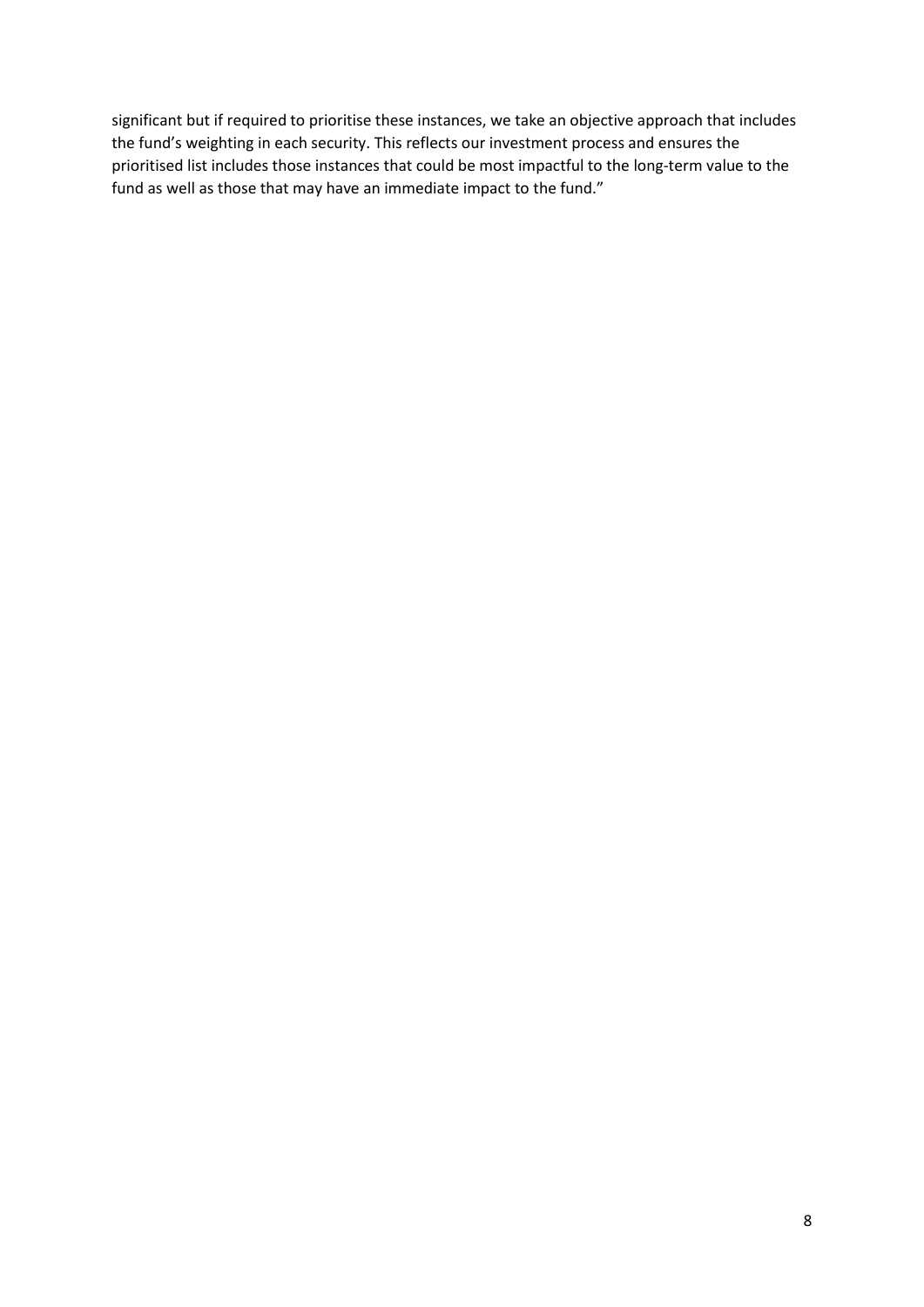significant but if required to prioritise these instances, we take an objective approach that includes the fund's weighting in each security. This reflects our investment process and ensures the prioritised list includes those instances that could be most impactful to the long-term value to the fund as well as those that may have an immediate impact to the fund."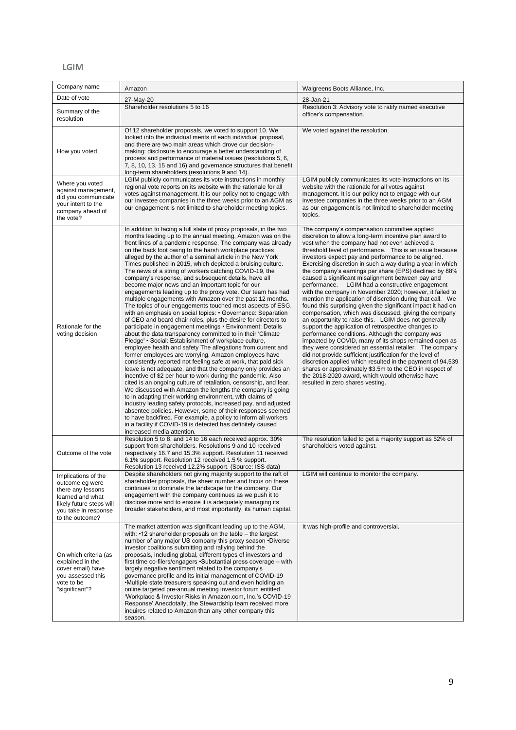## LGIM

| Company name | Amazon | Walgreens Boots Alliance, Inc. |
|---|---|---|
| Date of vote | 27-May-20 | 28-Jan-21 |
| Summary of the resolution | Shareholder resolutions 5 to 16 | Resolution 3: Advisory vote to ratify named executive officer's compensation. |
| How you voted | Of 12 shareholder proposals, we voted to support 10. We looked into the individual merits of each individual proposal, and there are two main areas which drove our decision-making: disclosure to encourage a better understanding of process and performance of material issues (resolutions 5, 6, 7, 8, 10, 13, 15 and 16) and governance structures that benefit long-term shareholders (resolutions 9 and 14). | We voted against the resolution. |
| Where you voted against management, did you communicate your intent to the company ahead of the vote? | LGIM publicly communicates its vote instructions in monthly regional vote reports on its website with the rationale for all votes against management. It is our policy not to engage with our investee companies in the three weeks prior to an AGM as our engagement is not limited to shareholder meeting topics. | LGIM publicly communicates its vote instructions on its website with the rationale for all votes against management. It is our policy not to engage with our investee companies in the three weeks prior to an AGM as our engagement is not limited to shareholder meeting topics. |
| Rationale for the voting decision | In addition to facing a full slate of proxy proposals, in the two months leading up to the annual meeting, Amazon was on the front lines of a pandemic response. The company was already on the back foot owing to the harsh workplace practices alleged by the author of a seminal article in the New York Times published in 2015, which depicted a bruising culture. The news of a string of workers catching COVID-19, the company's response, and subsequent details, have all become major news and an important topic for our engagements leading up to the proxy vote. Our team has had multiple engagements with Amazon over the past 12 months. The topics of our engagements touched most aspects of ESG, with an emphasis on social topics: • Governance: Separation of CEO and board chair roles, plus the desire for directors to participate in engagement meetings • Environment: Details about the data transparency committed to in their 'Climate Pledge' • Social: Establishment of workplace culture, employee health and safety The allegations from current and former employees are worrying. Amazon employees have consistently reported not feeling safe at work, that paid sick leave is not adequate, and that the company only provides an incentive of $2 per hour to work during the pandemic. Also cited is an ongoing culture of retaliation, censorship, and fear. We discussed with Amazon the lengths the company is going to in adapting their working environment, with claims of industry leading safety protocols, increased pay, and adjusted absentee policies. However, some of their responses seemed to have backfired. For example, a policy to inform all workers in a facility if COVID-19 is detected has definitely caused increased media attention. | The company's compensation committee applied discretion to allow a long-term incentive plan award to vest when the company had not even achieved a threshold level of performance. This is an issue because investors expect pay and performance to be aligned. Exercising discretion in such a way during a year in which the company's earnings per share (EPS) declined by 88% caused a significant misalignment between pay and performance. LGIM had a constructive engagement with the company in November 2020; however, it failed to mention the application of discretion during that call. We found this surprising given the significant impact it had on compensation, which was discussed, giving the company an opportunity to raise this. LGIM does not generally support the application of retrospective changes to performance conditions. Although the company was impacted by COVID, many of its shops remained open as they were considered an essential retailer. The company did not provide sufficient justification for the level of discretion applied which resulted in the payment of 94,539 shares or approximately $3.5m to the CEO in respect of the 2018-2020 award, which would otherwise have resulted in zero shares vesting. |
| Outcome of the vote | Resolution 5 to 8, and 14 to 16 each received approx. 30% support from shareholders. Resolutions 9 and 10 received respectively 16.7 and 15.3% support. Resolution 11 received 6.1% support. Resolution 12 received 1.5 % support. Resolution 13 received 12.2% support. (Source: ISS data) | The resolution failed to get a majority support as 52% of shareholders voted against. |
| Implications of the outcome eg were there any lessons learned and what likely future steps will you take in response to the outcome? | Despite shareholders not giving majority support to the raft of shareholder proposals, the sheer number and focus on these continues to dominate the landscape for the company. Our engagement with the company continues as we push it to disclose more and to ensure it is adequately managing its broader stakeholders, and most importantly, its human capital. | LGIM will continue to monitor the company. |
| On which criteria (as explained in the cover email) have you assessed this vote to be "significant"? | The market attention was significant leading up to the AGM, with: •12 shareholder proposals on the table – the largest number of any major US company this proxy season •Diverse investor coalitions submitting and rallying behind the proposals, including global, different types of investors and first time co-filers/engagers •Substantial press coverage – with largely negative sentiment related to the company's governance profile and its initial management of COVID-19 •Multiple state treasurers speaking out and even holding an online targeted pre-annual meeting investor forum entitled 'Workplace & Investor Risks in Amazon.com, Inc.'s COVID-19 Response' Anecdotally, the Stewardship team received more inquires related to Amazon than any other company this season. | It was high-profile and controversial. |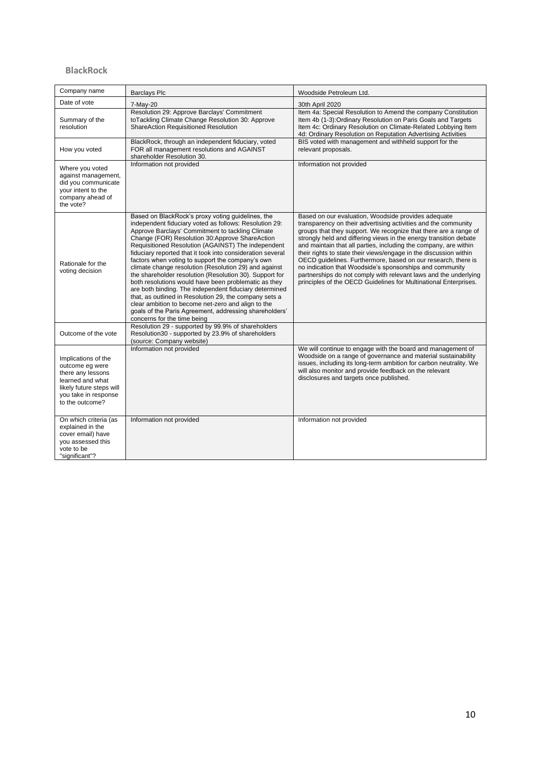## BlackRock

| Company name | Barclays Plc | Woodside Petroleum Ltd. |
|---|---|---|
| Date of vote | 7-May-20 | 30th April 2020 |
| Summary of the resolution | Resolution 29: Approve Barclays' Commitment toTackling Climate Change Resolution 30: Approve ShareAction Requisitioned Resolution | Item 4a: Special Resolution to Amend the company Constitution Item 4b (1-3):Ordinary Resolution on Paris Goals and Targets Item 4c: Ordinary Resolution on Climate-Related Lobbying Item 4d: Ordinary Resolution on Reputation Advertising Activities |
| How you voted | BlackRock, through an independent fiduciary, voted FOR all management resolutions and AGAINST shareholder Resolution 30. | BIS voted with management and withheld support for the relevant proposals. |
| Where you voted against management, did you communicate your intent to the company ahead of the vote? | Information not provided | Information not provided |
| Rationale for the voting decision | Based on BlackRock's proxy voting guidelines, the independent fiduciary voted as follows: Resolution 29: Approve Barclays' Commitment to tackling Climate Change (FOR) Resolution 30:Approve ShareAction Requisitioned Resolution (AGAINST) The independent fiduciary reported that it took into consideration several factors when voting to support the company's own climate change resolution (Resolution 29) and against the shareholder resolution (Resolution 30). Support for both resolutions would have been problematic as they are both binding. The independent fiduciary determined that, as outlined in Resolution 29, the company sets a clear ambition to become net-zero and align to the goals of the Paris Agreement, addressing shareholders' concerns for the time being | Based on our evaluation, Woodside provides adequate transparency on their advertising activities and the community groups that they support. We recognize that there are a range of strongly held and differing views in the energy transition debate and maintain that all parties, including the company, are within their rights to state their views/engage in the discussion within OECD guidelines. Furthermore, based on our research, there is no indication that Woodside's sponsorships and community partnerships do not comply with relevant laws and the underlying principles of the OECD Guidelines for Multinational Enterprises. |
| Outcome of the vote | Resolution 29 - supported by 99.9% of shareholders Resolution30 - supported by 23.9% of shareholders (source: Company website) | |
| Implications of the outcome eg were there any lessons learned and what likely future steps will you take in response to the outcome? | Information not provided | We will continue to engage with the board and management of Woodside on a range of governance and material sustainability issues, including its long-term ambition for carbon neutrality. We will also monitor and provide feedback on the relevant disclosures and targets once published. |
| On which criteria (as explained in the cover email) have you assessed this vote to be "significant"? | Information not provided | Information not provided |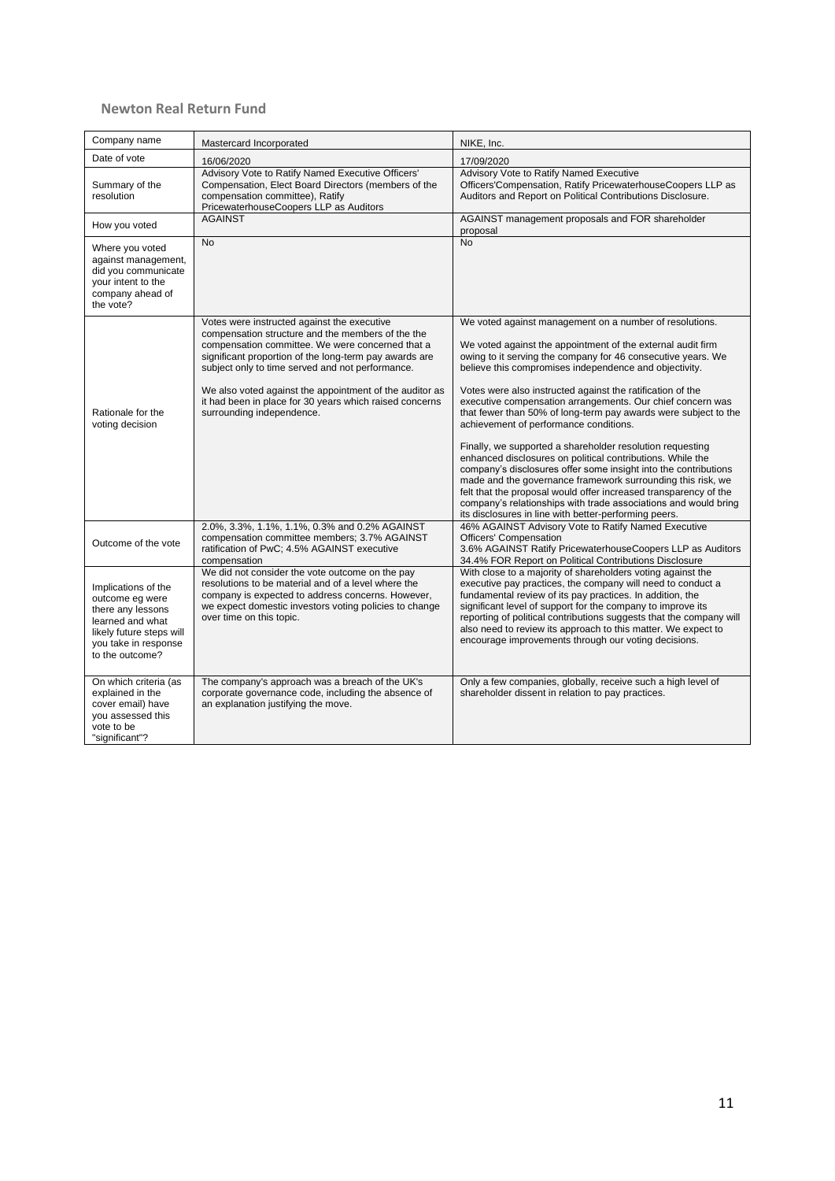## Newton Real Return Fund

| Company name | Mastercard Incorporated | NIKE, Inc. |
|---|---|---|
| Date of vote | 16/06/2020 | 17/09/2020 |
| Summary of the resolution | Advisory Vote to Ratify Named Executive Officers' Compensation, Elect Board Directors (members of the compensation committee), Ratify PricewaterhouseCoopers LLP as Auditors | Advisory Vote to Ratify Named Executive Officers'Compensation, Ratify PricewaterhouseCoopers LLP as Auditors and Report on Political Contributions Disclosure. |
| How you voted | AGAINST | AGAINST management proposals and FOR shareholder proposal |
| Where you voted against management, did you communicate your intent to the company ahead of the vote? | No | No |
| Rationale for the voting decision | Votes were instructed against the executive compensation structure and the members of the the compensation committee. We were concerned that a significant proportion of the long-term pay awards are subject only to time served and not performance.<br><br>We also voted against the appointment of the auditor as it had been in place for 30 years which raised concerns surrounding independence. | We voted against management on a number of resolutions.<br><br>We voted against the appointment of the external audit firm owing to it serving the company for 46 consecutive years. We believe this compromises independence and objectivity.<br><br>Votes were also instructed against the ratification of the executive compensation arrangements. Our chief concern was that fewer than 50% of long-term pay awards were subject to the achievement of performance conditions.<br><br>Finally, we supported a shareholder resolution requesting enhanced disclosures on political contributions. While the company's disclosures offer some insight into the contributions made and the governance framework surrounding this risk, we felt that the proposal would offer increased transparency of the company's relationships with trade associations and would bring its disclosures in line with better-performing peers. |
| Outcome of the vote | 2.0%, 3.3%, 1.1%, 1.1%, 0.3% and 0.2% AGAINST compensation committee members; 3.7% AGAINST ratification of PwC; 4.5% AGAINST executive compensation | 46% AGAINST Advisory Vote to Ratify Named Executive Officers' Compensation<br>3.6% AGAINST Ratify PricewaterhouseCoopers LLP as Auditors<br>34.4% FOR Report on Political Contributions Disclosure |
| Implications of the outcome eg were there any lessons learned and what likely future steps will you take in response to the outcome? | We did not consider the vote outcome on the pay resolutions to be material and of a level where the company is expected to address concerns. However, we expect domestic investors voting policies to change over time on this topic. | With close to a majority of shareholders voting against the executive pay practices, the company will need to conduct a fundamental review of its pay practices. In addition, the significant level of support for the company to improve its reporting of political contributions suggests that the company will also need to review its approach to this matter. We expect to encourage improvements through our voting decisions. |
| On which criteria (as explained in the cover email) have you assessed this vote to be "significant"? | The company's approach was a breach of the UK's corporate governance code, including the absence of an explanation justifying the move. | Only a few companies, globally, receive such a high level of shareholder dissent in relation to pay practices. |